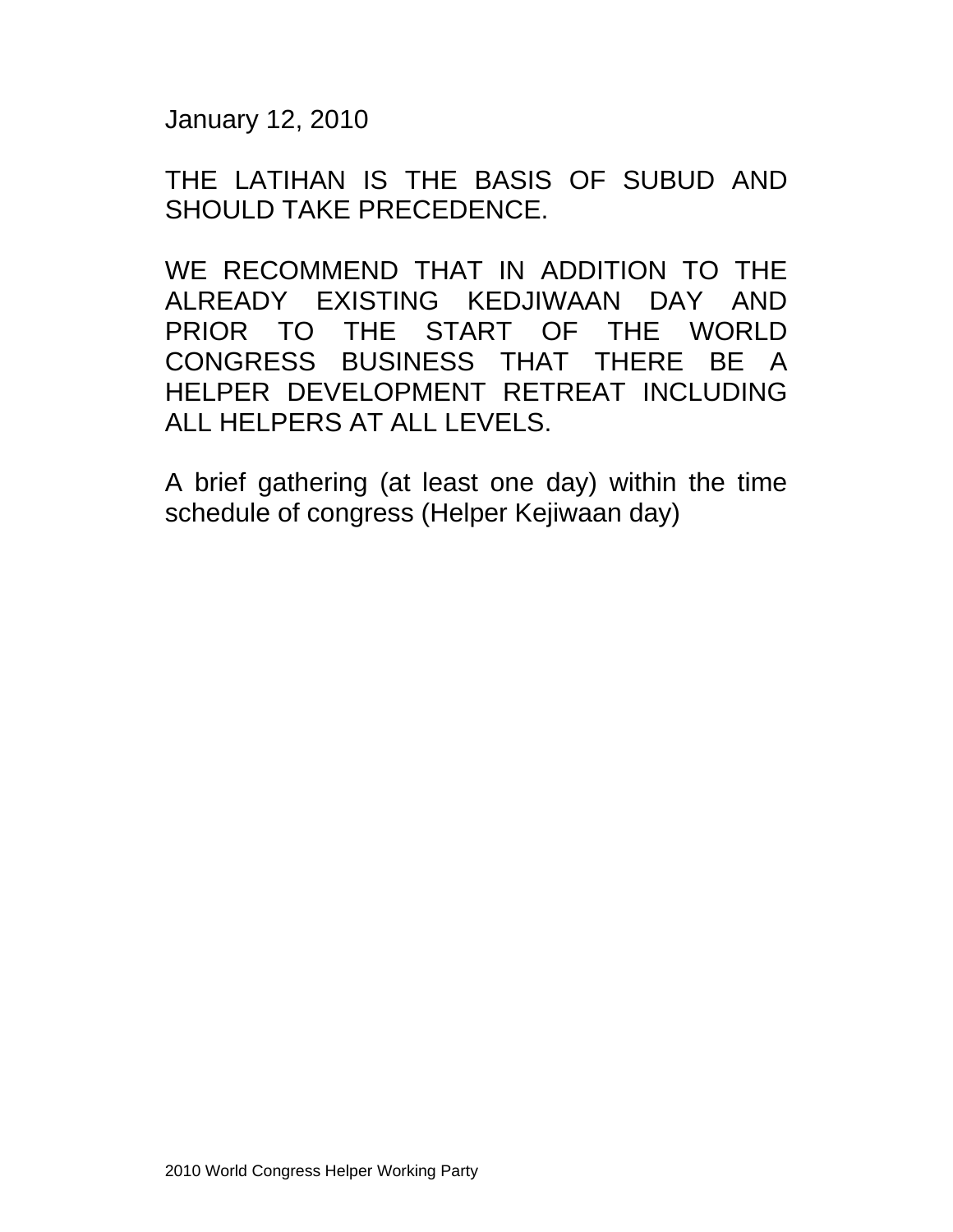January 12, 2010

THE LATIHAN IS THE BASIS OF SUBUD AND SHOULD TAKE PRECEDENCE.

WE RECOMMEND THAT IN ADDITION TO THE ALREADY EXISTING KEDJIWAAN DAY AND PRIOR TO THE START OF THE WORLD CONGRESS BUSINESS THAT THERE BE A HELPER DEVELOPMENT RETREAT INCLUDING ALL HELPERS AT ALL LEVELS.

A brief gathering (at least one day) within the time schedule of congress (Helper Kejiwaan day)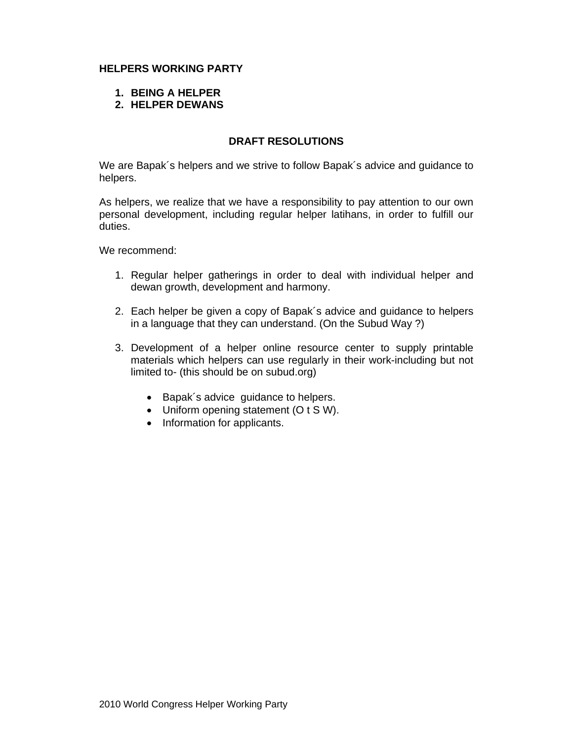**HELPERS WORKING PARTY**

1. **BEING A HELPER**
2. **HELPER DEWANS**

**DRAFT RESOLUTIONS**

We are Bapak´s helpers and we strive to follow Bapak´s advice and guidance to helpers.

As helpers, we realize that we have a responsibility to pay attention to our own personal development, including regular helper latihans, in order to fulfill our duties.

We recommend:

1. Regular helper gatherings in order to deal with individual helper and dewan growth, development and harmony.

2. Each helper be given a copy of Bapak´s advice and guidance to helpers in a language that they can understand. (On the Subud Way ?)

3. Development of a helper online resource center to supply printable materials which helpers can use regularly in their work-including but not limited to- (this should be on subud.org)

   - Bapak´s advice  guidance to helpers.
   - Uniform opening statement (O t S W).
   - Information for applicants.

2010 World Congress Helper Working Party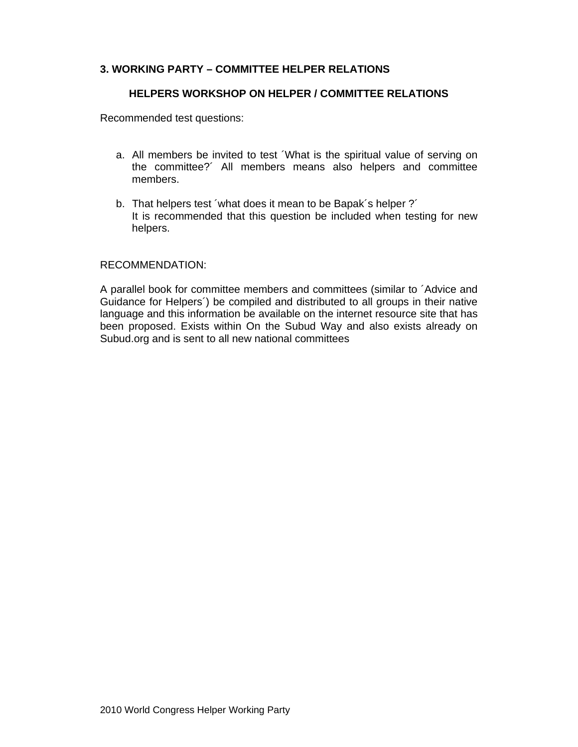### 3. WORKING PARTY – COMMITTEE HELPER RELATIONS

#### HELPERS WORKSHOP ON HELPER / COMMITTEE RELATIONS

Recommended test questions:

a. All members be invited to test ´What is the spiritual value of serving on the committee?´ All members means also helpers and committee members.

b. That helpers test ´what does it mean to be Bapak´s helper ?´  
   It is recommended that this question be included when testing for new helpers.

RECOMMENDATION:

A parallel book for committee members and committees (similar to ´Advice and Guidance for Helpers´) be compiled and distributed to all groups in their native language and this information be available on the internet resource site that has been proposed. Exists within On the Subud Way and also exists already on Subud.org and is sent to all new national committees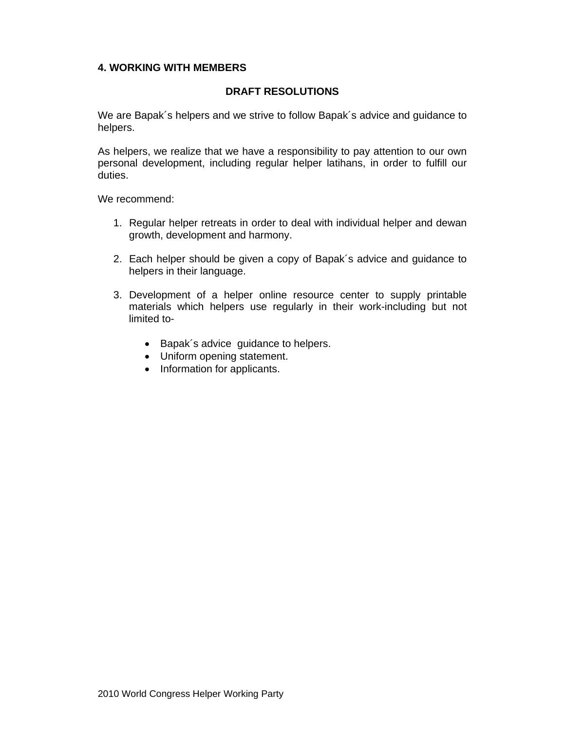**4. WORKING WITH MEMBERS**

**DRAFT RESOLUTIONS**

We are Bapak´s helpers and we strive to follow Bapak´s advice and guidance to helpers.

As helpers, we realize that we have a responsibility to pay attention to our own personal development, including regular helper latihans, in order to fulfill our duties.

We recommend:

1. Regular helper retreats in order to deal with individual helper and dewan growth, development and harmony.

2. Each helper should be given a copy of Bapak´s advice and guidance to helpers in their language.

3. Development of a helper online resource center to supply printable materials which helpers use regularly in their work-including but not limited to-

    - Bapak´s advice  guidance to helpers.
    - Uniform opening statement.
    - Information for applicants.

2010 World Congress Helper Working Party